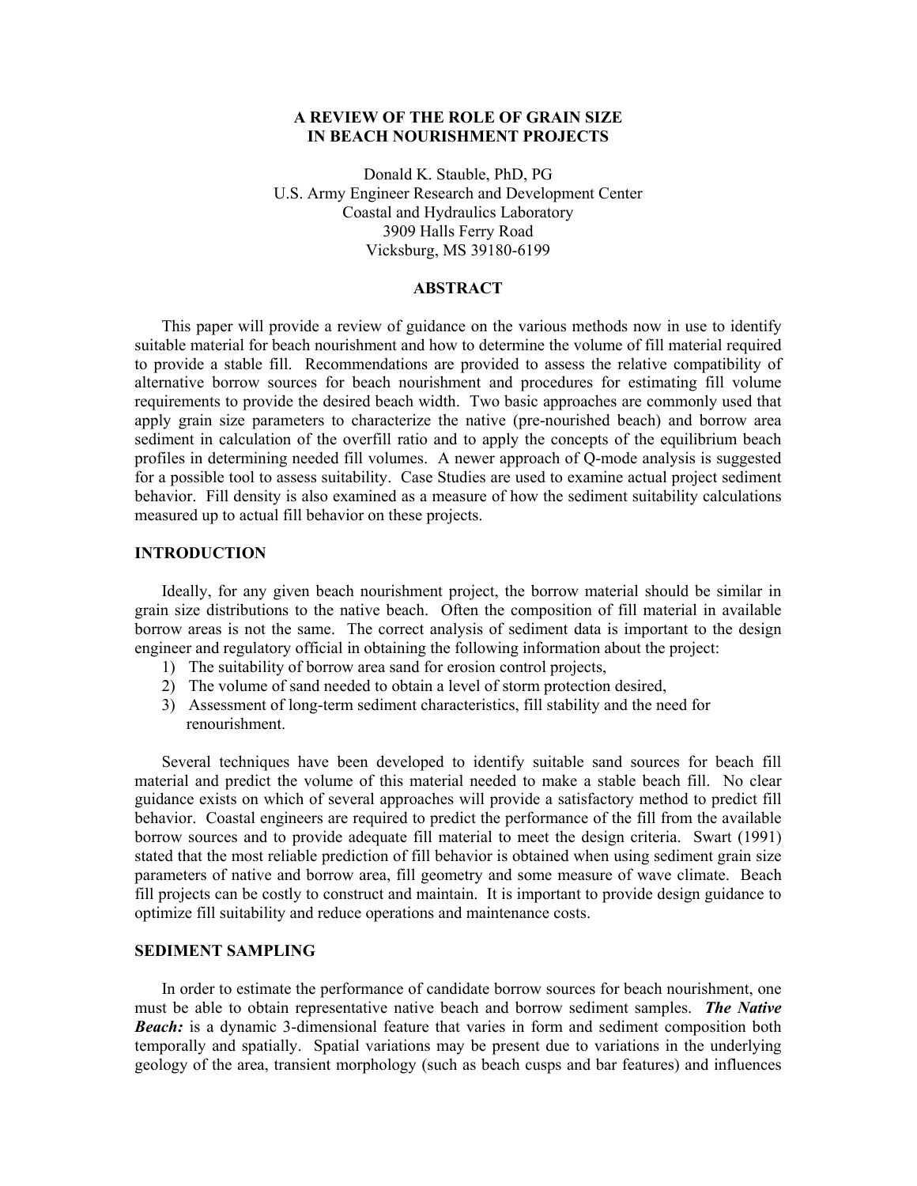# A REVIEW OF THE ROLE OF GRAIN SIZE IN BEACH NOURISHMENT PROJECTS

Donald K. Stauble, PhD, PG
U.S. Army Engineer Research and Development Center
Coastal and Hydraulics Laboratory
3909 Halls Ferry Road
Vicksburg, MS 39180-6199

## ABSTRACT

This paper will provide a review of guidance on the various methods now in use to identify suitable material for beach nourishment and how to determine the volume of fill material required to provide a stable fill. Recommendations are provided to assess the relative compatibility of alternative borrow sources for beach nourishment and procedures for estimating fill volume requirements to provide the desired beach width. Two basic approaches are commonly used that apply grain size parameters to characterize the native (pre-nourished beach) and borrow area sediment in calculation of the overfill ratio and to apply the concepts of the equilibrium beach profiles in determining needed fill volumes. A newer approach of Q-mode analysis is suggested for a possible tool to assess suitability. Case Studies are used to examine actual project sediment behavior. Fill density is also examined as a measure of how the sediment suitability calculations measured up to actual fill behavior on these projects.

## INTRODUCTION

Ideally, for any given beach nourishment project, the borrow material should be similar in grain size distributions to the native beach. Often the composition of fill material in available borrow areas is not the same. The correct analysis of sediment data is important to the design engineer and regulatory official in obtaining the following information about the project:

1) The suitability of borrow area sand for erosion control projects,
2) The volume of sand needed to obtain a level of storm protection desired,
3) Assessment of long-term sediment characteristics, fill stability and the need for renourishment.

Several techniques have been developed to identify suitable sand sources for beach fill material and predict the volume of this material needed to make a stable beach fill. No clear guidance exists on which of several approaches will provide a satisfactory method to predict fill behavior. Coastal engineers are required to predict the performance of the fill from the available borrow sources and to provide adequate fill material to meet the design criteria. Swart (1991) stated that the most reliable prediction of fill behavior is obtained when using sediment grain size parameters of native and borrow area, fill geometry and some measure of wave climate. Beach fill projects can be costly to construct and maintain. It is important to provide design guidance to optimize fill suitability and reduce operations and maintenance costs.

## SEDIMENT SAMPLING

In order to estimate the performance of candidate borrow sources for beach nourishment, one must be able to obtain representative native beach and borrow sediment samples. ***The Native Beach:*** is a dynamic 3-dimensional feature that varies in form and sediment composition both temporally and spatially. Spatial variations may be present due to variations in the underlying geology of the area, transient morphology (such as beach cusps and bar features) and influences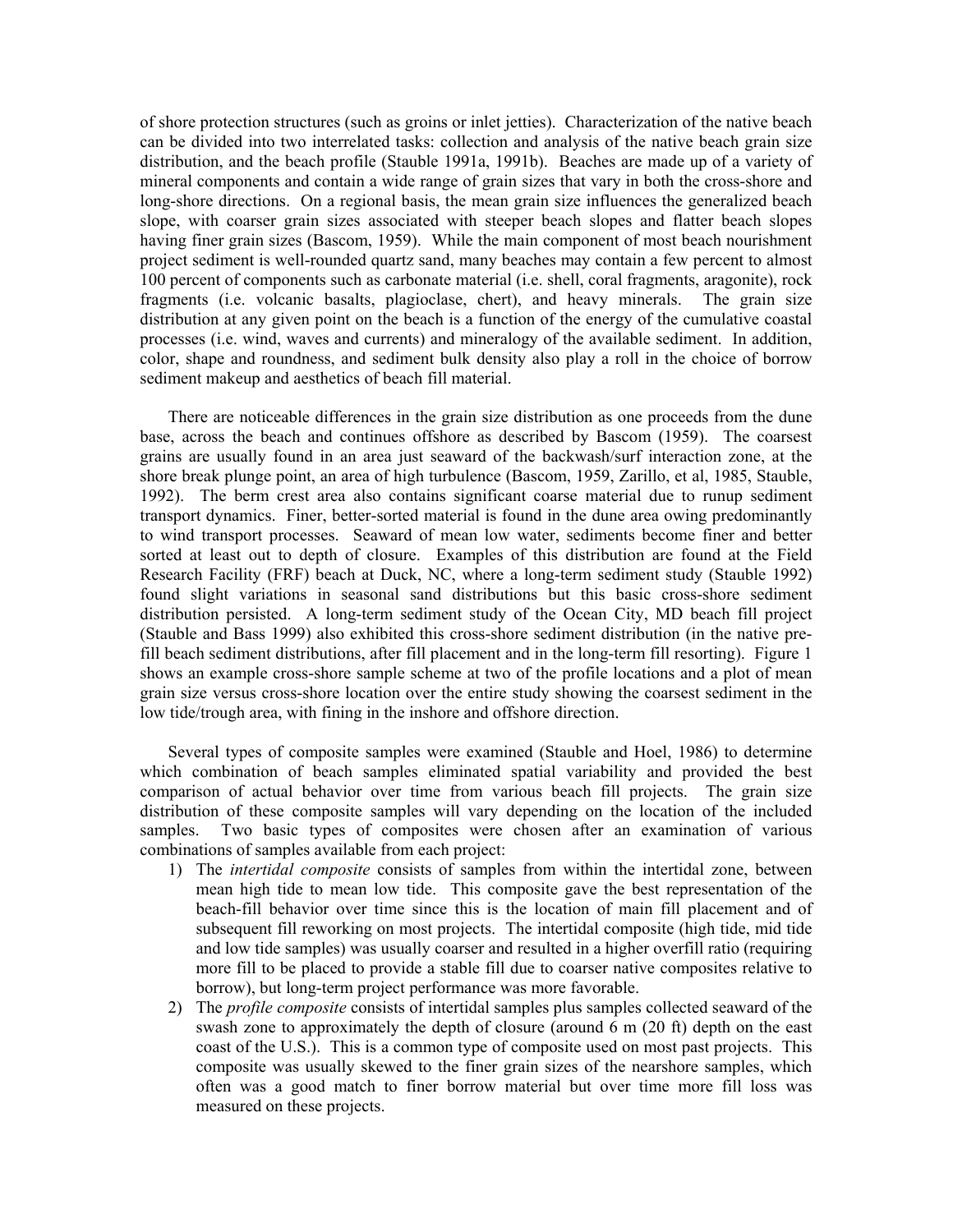of shore protection structures (such as groins or inlet jetties). Characterization of the native beach can be divided into two interrelated tasks: collection and analysis of the native beach grain size distribution, and the beach profile (Stauble 1991a, 1991b). Beaches are made up of a variety of mineral components and contain a wide range of grain sizes that vary in both the cross-shore and long-shore directions. On a regional basis, the mean grain size influences the generalized beach slope, with coarser grain sizes associated with steeper beach slopes and flatter beach slopes having finer grain sizes (Bascom, 1959). While the main component of most beach nourishment project sediment is well-rounded quartz sand, many beaches may contain a few percent to almost 100 percent of components such as carbonate material (i.e. shell, coral fragments, aragonite), rock fragments (i.e. volcanic basalts, plagioclase, chert), and heavy minerals. The grain size distribution at any given point on the beach is a function of the energy of the cumulative coastal processes (i.e. wind, waves and currents) and mineralogy of the available sediment. In addition, color, shape and roundness, and sediment bulk density also play a roll in the choice of borrow sediment makeup and aesthetics of beach fill material.

There are noticeable differences in the grain size distribution as one proceeds from the dune base, across the beach and continues offshore as described by Bascom (1959). The coarsest grains are usually found in an area just seaward of the backwash/surf interaction zone, at the shore break plunge point, an area of high turbulence (Bascom, 1959, Zarillo, et al, 1985, Stauble, 1992). The berm crest area also contains significant coarse material due to runup sediment transport dynamics. Finer, better-sorted material is found in the dune area owing predominantly to wind transport processes. Seaward of mean low water, sediments become finer and better sorted at least out to depth of closure. Examples of this distribution are found at the Field Research Facility (FRF) beach at Duck, NC, where a long-term sediment study (Stauble 1992) found slight variations in seasonal sand distributions but this basic cross-shore sediment distribution persisted. A long-term sediment study of the Ocean City, MD beach fill project (Stauble and Bass 1999) also exhibited this cross-shore sediment distribution (in the native pre-fill beach sediment distributions, after fill placement and in the long-term fill resorting). Figure 1 shows an example cross-shore sample scheme at two of the profile locations and a plot of mean grain size versus cross-shore location over the entire study showing the coarsest sediment in the low tide/trough area, with fining in the inshore and offshore direction.

Several types of composite samples were examined (Stauble and Hoel, 1986) to determine which combination of beach samples eliminated spatial variability and provided the best comparison of actual behavior over time from various beach fill projects. The grain size distribution of these composite samples will vary depending on the location of the included samples. Two basic types of composites were chosen after an examination of various combinations of samples available from each project:

1) The *intertidal composite* consists of samples from within the intertidal zone, between mean high tide to mean low tide. This composite gave the best representation of the beach-fill behavior over time since this is the location of main fill placement and of subsequent fill reworking on most projects. The intertidal composite (high tide, mid tide and low tide samples) was usually coarser and resulted in a higher overfill ratio (requiring more fill to be placed to provide a stable fill due to coarser native composites relative to borrow), but long-term project performance was more favorable.
2) The *profile composite* consists of intertidal samples plus samples collected seaward of the swash zone to approximately the depth of closure (around 6 m (20 ft) depth on the east coast of the U.S.). This is a common type of composite used on most past projects. This composite was usually skewed to the finer grain sizes of the nearshore samples, which often was a good match to finer borrow material but over time more fill loss was measured on these projects.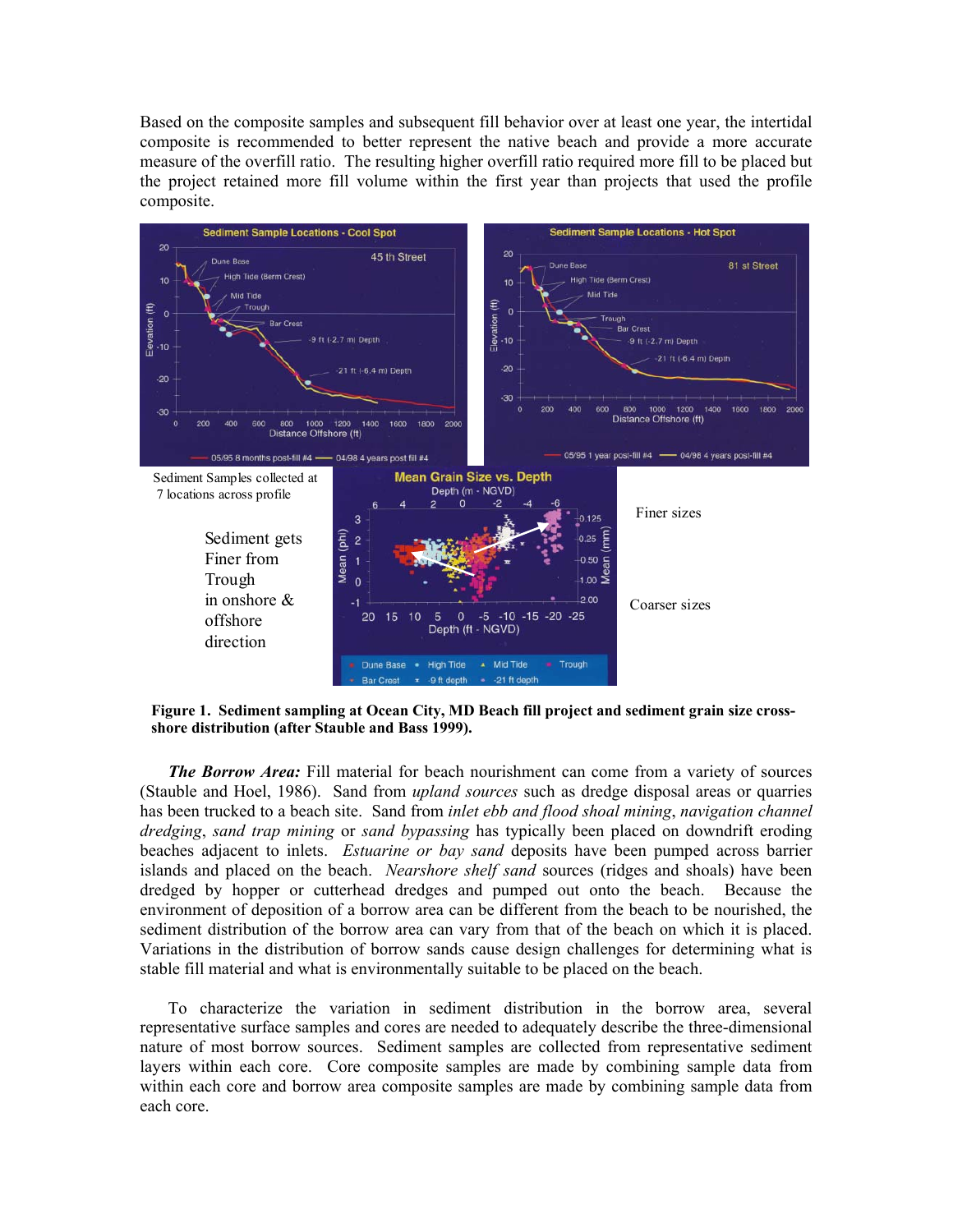Based on the composite samples and subsequent fill behavior over at least one year, the intertidal composite is recommended to better represent the native beach and provide a more accurate measure of the overfill ratio. The resulting higher overfill ratio required more fill to be placed but the project retained more fill volume within the first year than projects that used the profile composite.

Sediment Samples collected at 7 locations across profile

Sediment gets Finer from Trough in onshore & offshore direction

Finer sizes

Coarser sizes

**Figure 1. Sediment sampling at Ocean City, MD Beach fill project and sediment grain size cross-shore distribution (after Stauble and Bass 1999).**

***The Borrow Area:*** Fill material for beach nourishment can come from a variety of sources (Stauble and Hoel, 1986). Sand from *upland sources* such as dredge disposal areas or quarries has been trucked to a beach site. Sand from *inlet ebb and flood shoal mining*, *navigation channel dredging*, *sand trap mining* or *sand bypassing* has typically been placed on downdrift eroding beaches adjacent to inlets. *Estuarine or bay sand* deposits have been pumped across barrier islands and placed on the beach. *Nearshore shelf sand* sources (ridges and shoals) have been dredged by hopper or cutterhead dredges and pumped out onto the beach. Because the environment of deposition of a borrow area can be different from the beach to be nourished, the sediment distribution of the borrow area can vary from that of the beach on which it is placed. Variations in the distribution of borrow sands cause design challenges for determining what is stable fill material and what is environmentally suitable to be placed on the beach.

To characterize the variation in sediment distribution in the borrow area, several representative surface samples and cores are needed to adequately describe the three-dimensional nature of most borrow sources. Sediment samples are collected from representative sediment layers within each core. Core composite samples are made by combining sample data from within each core and borrow area composite samples are made by combining sample data from each core.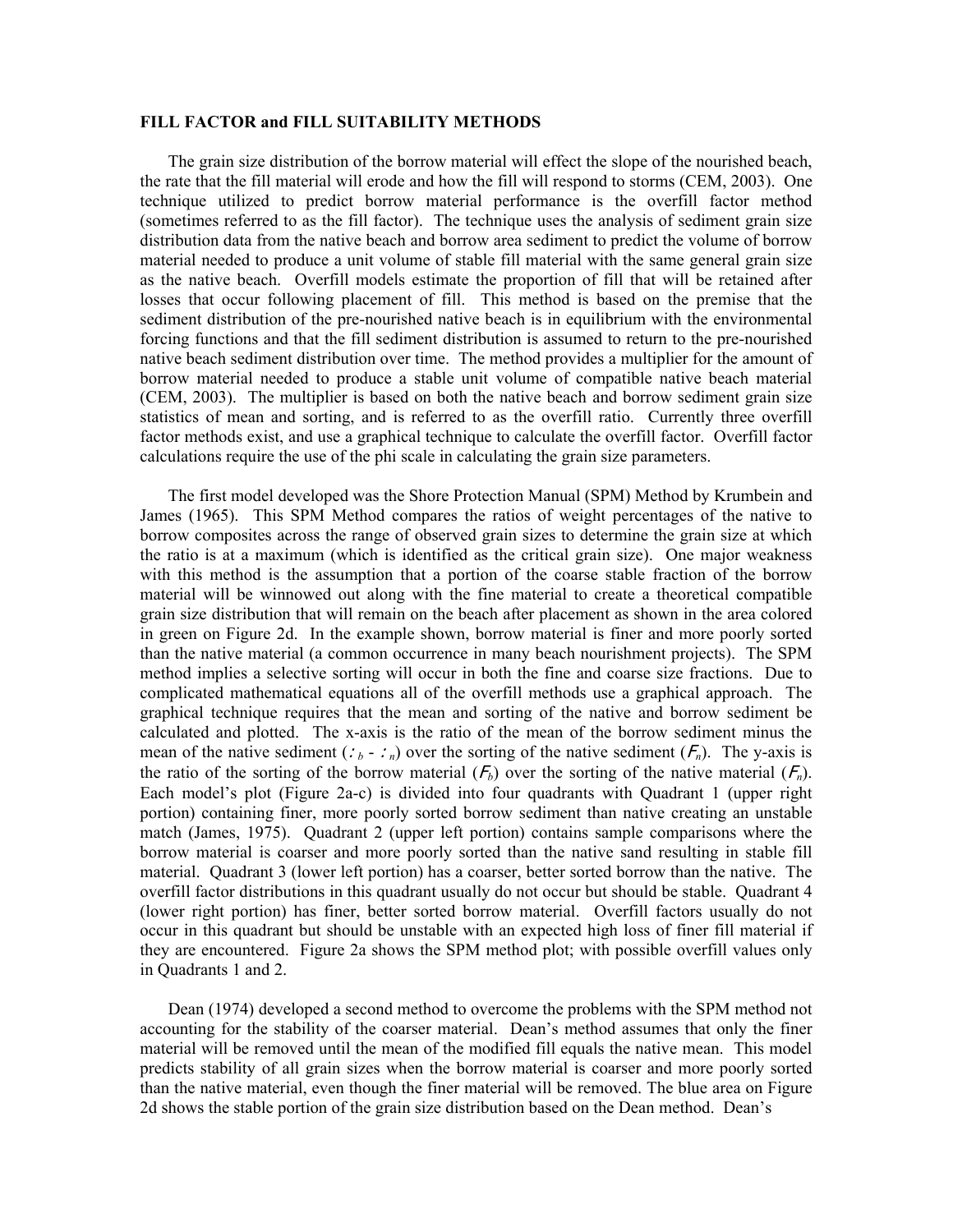**FILL FACTOR and FILL SUITABILITY METHODS**

The grain size distribution of the borrow material will effect the slope of the nourished beach, the rate that the fill material will erode and how the fill will respond to storms (CEM, 2003). One technique utilized to predict borrow material performance is the overfill factor method (sometimes referred to as the fill factor). The technique uses the analysis of sediment grain size distribution data from the native beach and borrow area sediment to predict the volume of borrow material needed to produce a unit volume of stable fill material with the same general grain size as the native beach. Overfill models estimate the proportion of fill that will be retained after losses that occur following placement of fill. This method is based on the premise that the sediment distribution of the pre-nourished native beach is in equilibrium with the environmental forcing functions and that the fill sediment distribution is assumed to return to the pre-nourished native beach sediment distribution over time. The method provides a multiplier for the amount of borrow material needed to produce a stable unit volume of compatible native beach material (CEM, 2003). The multiplier is based on both the native beach and borrow sediment grain size statistics of mean and sorting, and is referred to as the overfill ratio. Currently three overfill factor methods exist, and use a graphical technique to calculate the overfill factor. Overfill factor calculations require the use of the phi scale in calculating the grain size parameters.

The first model developed was the Shore Protection Manual (SPM) Method by Krumbein and James (1965). This SPM Method compares the ratios of weight percentages of the native to borrow composites across the range of observed grain sizes to determine the grain size at which the ratio is at a maximum (which is identified as the critical grain size). One major weakness with this method is the assumption that a portion of the coarse stable fraction of the borrow material will be winnowed out along with the fine material to create a theoretical compatible grain size distribution that will remain on the beach after placement as shown in the area colored in green on Figure 2d. In the example shown, borrow material is finer and more poorly sorted than the native material (a common occurrence in many beach nourishment projects). The SPM method implies a selective sorting will occur in both the fine and coarse size fractions. Due to complicated mathematical equations all of the overfill methods use a graphical approach. The graphical technique requires that the mean and sorting of the native and borrow sediment be calculated and plotted. The x-axis is the ratio of the mean of the borrow sediment minus the mean of the native sediment ($\mu_b$ - $\mu_n$) over the sorting of the native sediment ($\sigma_n$). The y-axis is the ratio of the sorting of the borrow material ($\sigma_b$) over the sorting of the native material ($\sigma_n$). Each model's plot (Figure 2a-c) is divided into four quadrants with Quadrant 1 (upper right portion) containing finer, more poorly sorted borrow sediment than native creating an unstable match (James, 1975). Quadrant 2 (upper left portion) contains sample comparisons where the borrow material is coarser and more poorly sorted than the native sand resulting in stable fill material. Quadrant 3 (lower left portion) has a coarser, better sorted borrow than the native. The overfill factor distributions in this quadrant usually do not occur but should be stable. Quadrant 4 (lower right portion) has finer, better sorted borrow material. Overfill factors usually do not occur in this quadrant but should be unstable with an expected high loss of finer fill material if they are encountered. Figure 2a shows the SPM method plot; with possible overfill values only in Quadrants 1 and 2.

Dean (1974) developed a second method to overcome the problems with the SPM method not accounting for the stability of the coarser material. Dean's method assumes that only the finer material will be removed until the mean of the modified fill equals the native mean. This model predicts stability of all grain sizes when the borrow material is coarser and more poorly sorted than the native material, even though the finer material will be removed. The blue area on Figure 2d shows the stable portion of the grain size distribution based on the Dean method. Dean's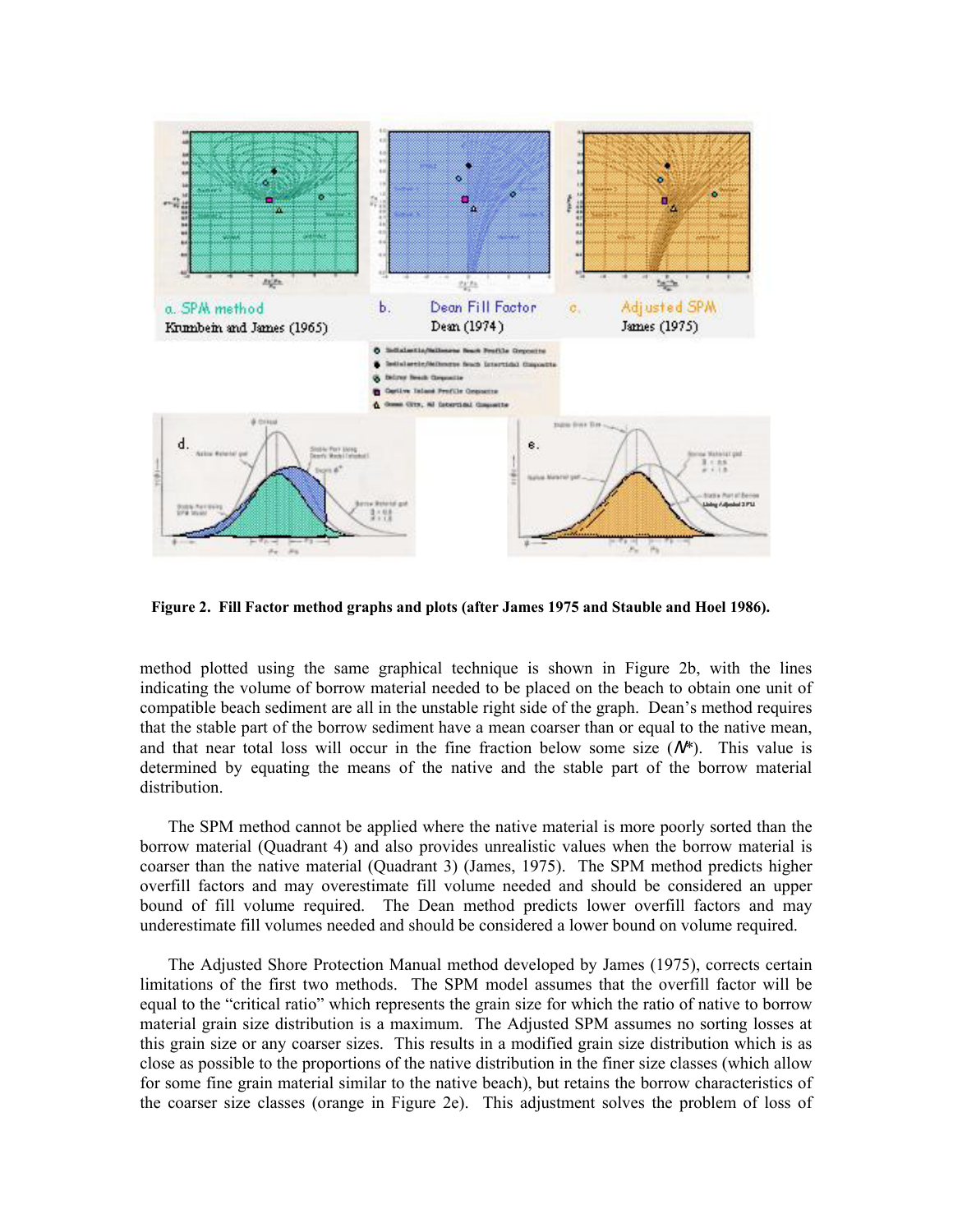**Figure 2. Fill Factor method graphs and plots (after James 1975 and Stauble and Hoel 1986).**

method plotted using the same graphical technique is shown in Figure 2b, with the lines indicating the volume of borrow material needed to be placed on the beach to obtain one unit of compatible beach sediment are all in the unstable right side of the graph. Dean's method requires that the stable part of the borrow sediment have a mean coarser than or equal to the native mean, and that near total loss will occur in the fine fraction below some size ($N^*$). This value is determined by equating the means of the native and the stable part of the borrow material distribution.

The SPM method cannot be applied where the native material is more poorly sorted than the borrow material (Quadrant 4) and also provides unrealistic values when the borrow material is coarser than the native material (Quadrant 3) (James, 1975). The SPM method predicts higher overfill factors and may overestimate fill volume needed and should be considered an upper bound of fill volume required. The Dean method predicts lower overfill factors and may underestimate fill volumes needed and should be considered a lower bound on volume required.

The Adjusted Shore Protection Manual method developed by James (1975), corrects certain limitations of the first two methods. The SPM model assumes that the overfill factor will be equal to the "critical ratio" which represents the grain size for which the ratio of native to borrow material grain size distribution is a maximum. The Adjusted SPM assumes no sorting losses at this grain size or any coarser sizes. This results in a modified grain size distribution which is as close as possible to the proportions of the native distribution in the finer size classes (which allow for some fine grain material similar to the native beach), but retains the borrow characteristics of the coarser size classes (orange in Figure 2e). This adjustment solves the problem of loss of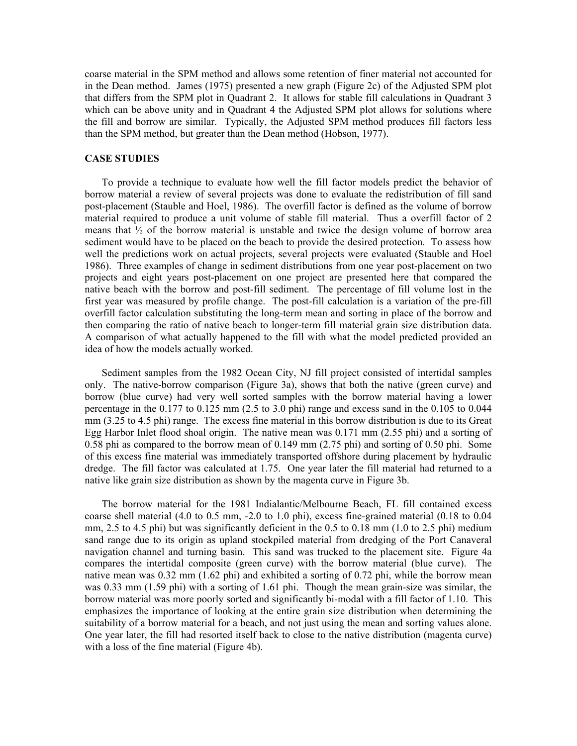coarse material in the SPM method and allows some retention of finer material not accounted for in the Dean method. James (1975) presented a new graph (Figure 2c) of the Adjusted SPM plot that differs from the SPM plot in Quadrant 2. It allows for stable fill calculations in Quadrant 3 which can be above unity and in Quadrant 4 the Adjusted SPM plot allows for solutions where the fill and borrow are similar. Typically, the Adjusted SPM method produces fill factors less than the SPM method, but greater than the Dean method (Hobson, 1977).

## CASE STUDIES

To provide a technique to evaluate how well the fill factor models predict the behavior of borrow material a review of several projects was done to evaluate the redistribution of fill sand post-placement (Stauble and Hoel, 1986). The overfill factor is defined as the volume of borrow material required to produce a unit volume of stable fill material. Thus a overfill factor of 2 means that ½ of the borrow material is unstable and twice the design volume of borrow area sediment would have to be placed on the beach to provide the desired protection. To assess how well the predictions work on actual projects, several projects were evaluated (Stauble and Hoel 1986). Three examples of change in sediment distributions from one year post-placement on two projects and eight years post-placement on one project are presented here that compared the native beach with the borrow and post-fill sediment. The percentage of fill volume lost in the first year was measured by profile change. The post-fill calculation is a variation of the pre-fill overfill factor calculation substituting the long-term mean and sorting in place of the borrow and then comparing the ratio of native beach to longer-term fill material grain size distribution data. A comparison of what actually happened to the fill with what the model predicted provided an idea of how the models actually worked.

Sediment samples from the 1982 Ocean City, NJ fill project consisted of intertidal samples only. The native-borrow comparison (Figure 3a), shows that both the native (green curve) and borrow (blue curve) had very well sorted samples with the borrow material having a lower percentage in the 0.177 to 0.125 mm (2.5 to 3.0 phi) range and excess sand in the 0.105 to 0.044 mm (3.25 to 4.5 phi) range. The excess fine material in this borrow distribution is due to its Great Egg Harbor Inlet flood shoal origin. The native mean was 0.171 mm (2.55 phi) and a sorting of 0.58 phi as compared to the borrow mean of 0.149 mm (2.75 phi) and sorting of 0.50 phi. Some of this excess fine material was immediately transported offshore during placement by hydraulic dredge. The fill factor was calculated at 1.75. One year later the fill material had returned to a native like grain size distribution as shown by the magenta curve in Figure 3b.

The borrow material for the 1981 Indialantic/Melbourne Beach, FL fill contained excess coarse shell material (4.0 to 0.5 mm, -2.0 to 1.0 phi), excess fine-grained material (0.18 to 0.04 mm, 2.5 to 4.5 phi) but was significantly deficient in the 0.5 to 0.18 mm (1.0 to 2.5 phi) medium sand range due to its origin as upland stockpiled material from dredging of the Port Canaveral navigation channel and turning basin. This sand was trucked to the placement site. Figure 4a compares the intertidal composite (green curve) with the borrow material (blue curve). The native mean was 0.32 mm (1.62 phi) and exhibited a sorting of 0.72 phi, while the borrow mean was 0.33 mm (1.59 phi) with a sorting of 1.61 phi. Though the mean grain-size was similar, the borrow material was more poorly sorted and significantly bi-modal with a fill factor of 1.10. This emphasizes the importance of looking at the entire grain size distribution when determining the suitability of a borrow material for a beach, and not just using the mean and sorting values alone. One year later, the fill had resorted itself back to close to the native distribution (magenta curve) with a loss of the fine material (Figure 4b).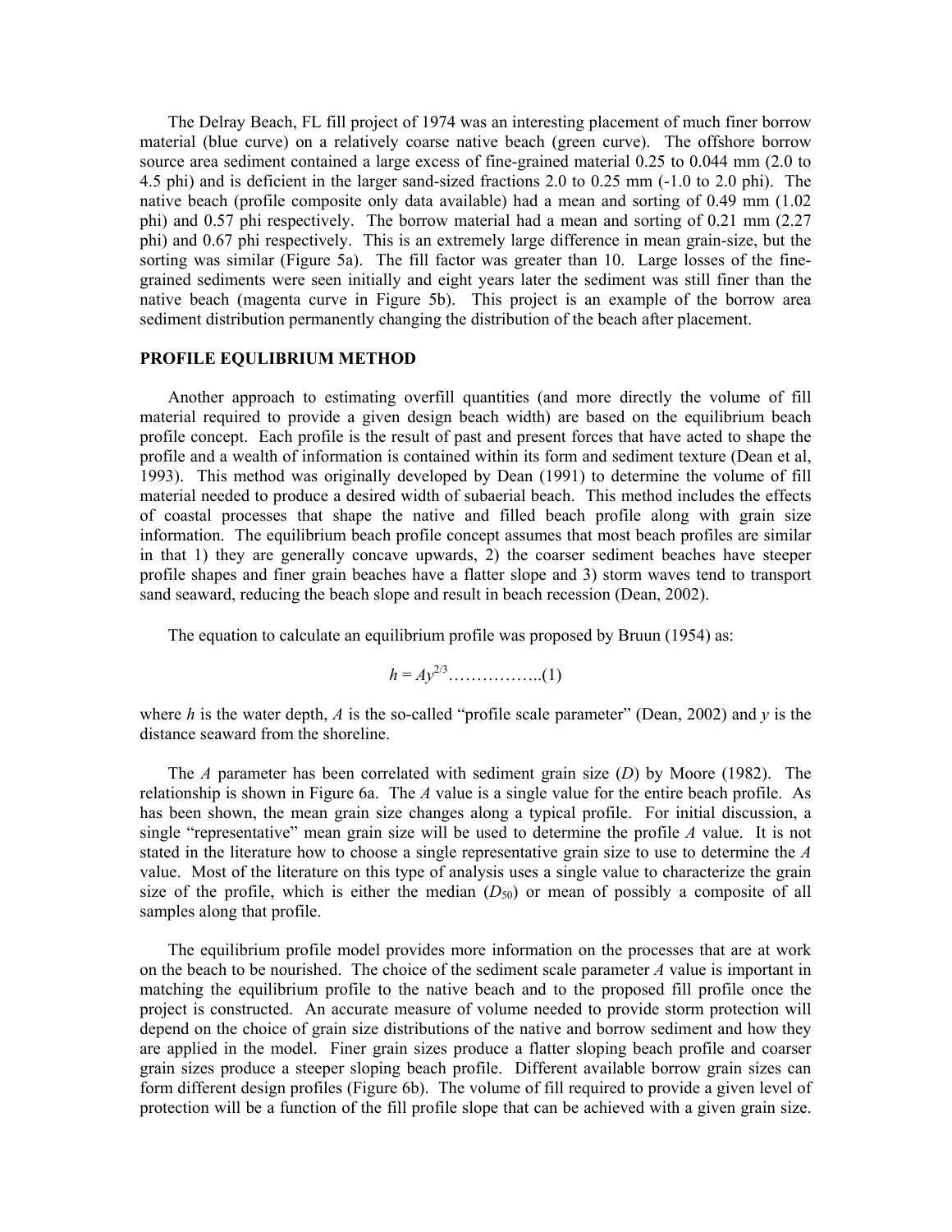The Delray Beach, FL fill project of 1974 was an interesting placement of much finer borrow material (blue curve) on a relatively coarse native beach (green curve). The offshore borrow source area sediment contained a large excess of fine-grained material 0.25 to 0.044 mm (2.0 to 4.5 phi) and is deficient in the larger sand-sized fractions 2.0 to 0.25 mm (-1.0 to 2.0 phi). The native beach (profile composite only data available) had a mean and sorting of 0.49 mm (1.02 phi) and 0.57 phi respectively. The borrow material had a mean and sorting of 0.21 mm (2.27 phi) and 0.67 phi respectively. This is an extremely large difference in mean grain-size, but the sorting was similar (Figure 5a). The fill factor was greater than 10. Large losses of the fine-grained sediments were seen initially and eight years later the sediment was still finer than the native beach (magenta curve in Figure 5b). This project is an example of the borrow area sediment distribution permanently changing the distribution of the beach after placement.

## PROFILE EQULIBRIUM METHOD

Another approach to estimating overfill quantities (and more directly the volume of fill material required to provide a given design beach width) are based on the equilibrium beach profile concept. Each profile is the result of past and present forces that have acted to shape the profile and a wealth of information is contained within its form and sediment texture (Dean et al, 1993). This method was originally developed by Dean (1991) to determine the volume of fill material needed to produce a desired width of subaerial beach. This method includes the effects of coastal processes that shape the native and filled beach profile along with grain size information. The equilibrium beach profile concept assumes that most beach profiles are similar in that 1) they are generally concave upwards, 2) the coarser sediment beaches have steeper profile shapes and finer grain beaches have a flatter slope and 3) storm waves tend to transport sand seaward, reducing the beach slope and result in beach recession (Dean, 2002).

The equation to calculate an equilibrium profile was proposed by Bruun (1954) as:

$$h = Ay^{2/3} \quad \text{.................(1)}$$

where $h$ is the water depth, $A$ is the so-called "profile scale parameter" (Dean, 2002) and $y$ is the distance seaward from the shoreline.

The $A$ parameter has been correlated with sediment grain size ($D$) by Moore (1982). The relationship is shown in Figure 6a. The $A$ value is a single value for the entire beach profile. As has been shown, the mean grain size changes along a typical profile. For initial discussion, a single "representative" mean grain size will be used to determine the profile $A$ value. It is not stated in the literature how to choose a single representative grain size to use to determine the $A$ value. Most of the literature on this type of analysis uses a single value to characterize the grain size of the profile, which is either the median ($D_{50}$) or mean of possibly a composite of all samples along that profile.

The equilibrium profile model provides more information on the processes that are at work on the beach to be nourished. The choice of the sediment scale parameter $A$ value is important in matching the equilibrium profile to the native beach and to the proposed fill profile once the project is constructed. An accurate measure of volume needed to provide storm protection will depend on the choice of grain size distributions of the native and borrow sediment and how they are applied in the model. Finer grain sizes produce a flatter sloping beach profile and coarser grain sizes produce a steeper sloping beach profile. Different available borrow grain sizes can form different design profiles (Figure 6b). The volume of fill required to provide a given level of protection will be a function of the fill profile slope that can be achieved with a given grain size.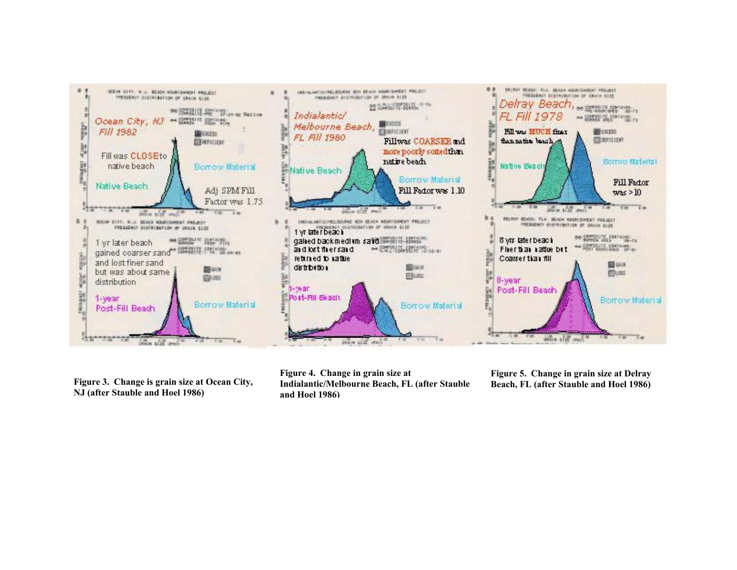Figure 3. Change is grain size at Ocean City, NJ (after Stauble and Hoel 1986)

Figure 4. Change in grain size at Indialantic/Melbourne Beach, FL (after Stauble and Hoel 1986)

Figure 5. Change in grain size at Delray Beach, FL (after Stauble and Hoel 1986)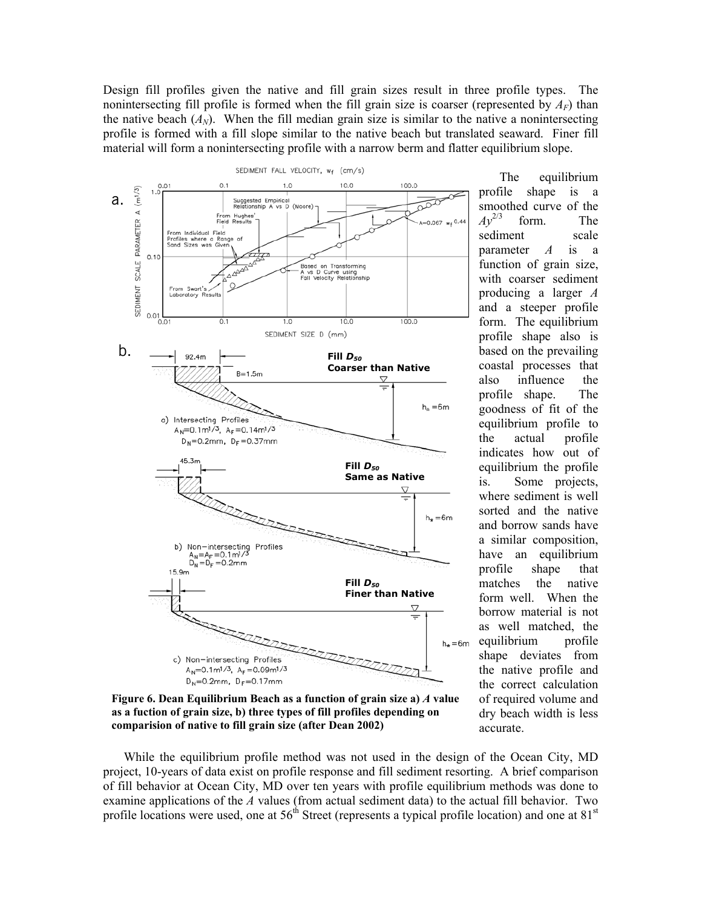Design fill profiles given the native and fill grain sizes result in three profile types. The nonintersecting fill profile is formed when the fill grain size is coarser (represented by $A_F$) than the native beach ($A_N$). When the fill median grain size is similar to the native a nonintersecting profile is formed with a fill slope similar to the native beach but translated seaward. Finer fill material will form a nonintersecting profile with a narrow berm and flatter equilibrium slope.

The equilibrium profile shape is a smoothed curve of the $Ay^{2/3}$ form. The sediment scale parameter $A$ is a function of grain size, with coarser sediment producing a larger $A$ and a steeper profile form. The equilibrium profile shape also is based on the prevailing coastal processes that also influence the profile shape. The goodness of fit of the equilibrium profile to the actual profile indicates how out of equilibrium the profile is. Some projects, where sediment is well sorted and the native and borrow sands have a similar composition, have an equilibrium profile shape that matches the native form well. When the borrow material is not as well matched, the equilibrium profile shape deviates from the native profile and the correct calculation of required volume and dry beach width is less accurate.

**Figure 6. Dean Equilibrium Beach as a function of grain size a) *A* value as a fuction of grain size, b) three types of fill profiles depending on comparision of native to fill grain size (after Dean 2002)**

While the equilibrium profile method was not used in the design of the Ocean City, MD project, 10-years of data exist on profile response and fill sediment resorting. A brief comparison of fill behavior at Ocean City, MD over ten years with profile equilibrium methods was done to examine applications of the *A* values (from actual sediment data) to the actual fill behavior. Two profile locations were used, one at 56[th] Street (represents a typical profile location) and one at 81[st]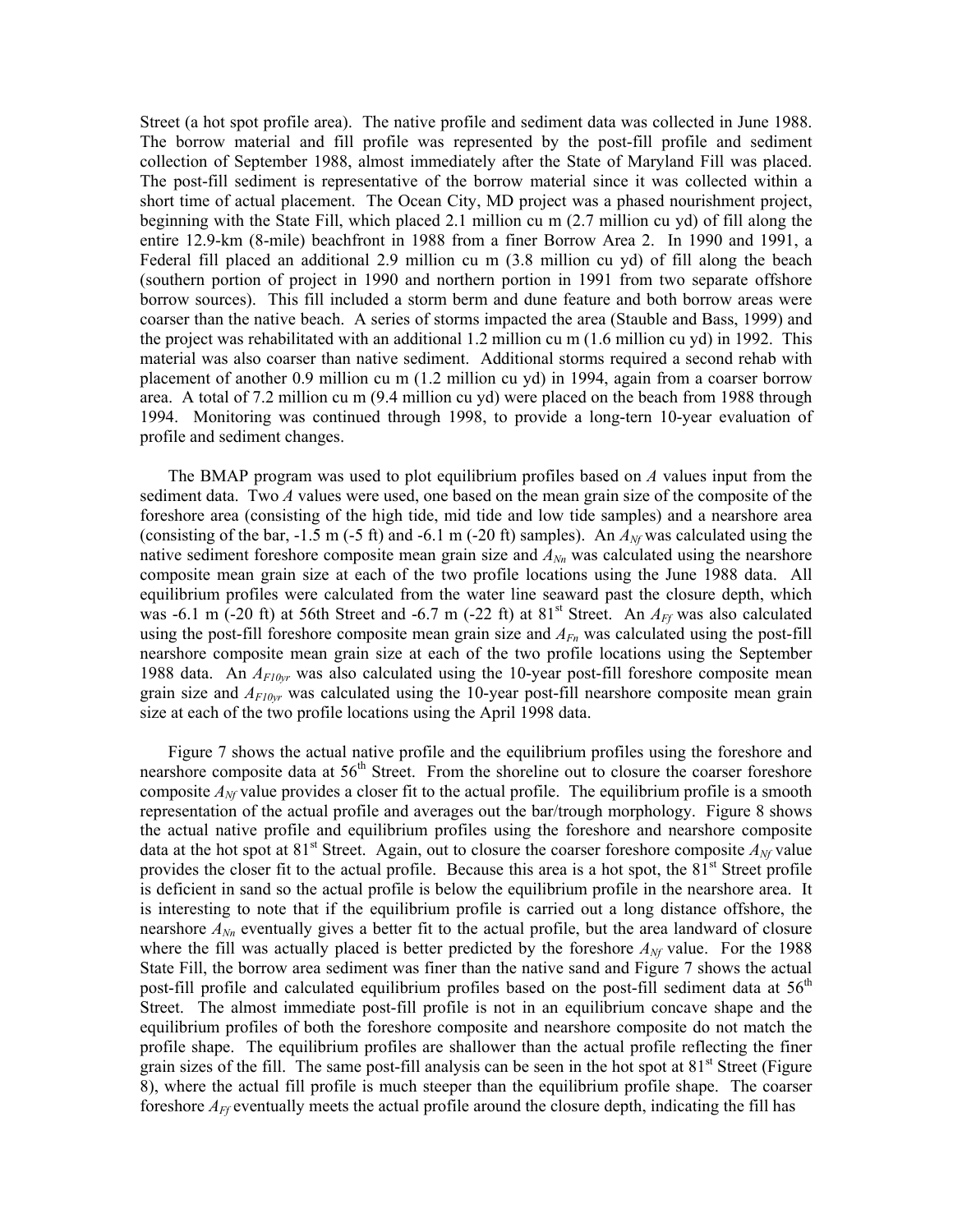Street (a hot spot profile area). The native profile and sediment data was collected in June 1988. The borrow material and fill profile was represented by the post-fill profile and sediment collection of September 1988, almost immediately after the State of Maryland Fill was placed. The post-fill sediment is representative of the borrow material since it was collected within a short time of actual placement. The Ocean City, MD project was a phased nourishment project, beginning with the State Fill, which placed 2.1 million cu m (2.7 million cu yd) of fill along the entire 12.9-km (8-mile) beachfront in 1988 from a finer Borrow Area 2. In 1990 and 1991, a Federal fill placed an additional 2.9 million cu m (3.8 million cu yd) of fill along the beach (southern portion of project in 1990 and northern portion in 1991 from two separate offshore borrow sources). This fill included a storm berm and dune feature and both borrow areas were coarser than the native beach. A series of storms impacted the area (Stauble and Bass, 1999) and the project was rehabilitated with an additional 1.2 million cu m (1.6 million cu yd) in 1992. This material was also coarser than native sediment. Additional storms required a second rehab with placement of another 0.9 million cu m (1.2 million cu yd) in 1994, again from a coarser borrow area. A total of 7.2 million cu m (9.4 million cu yd) were placed on the beach from 1988 through 1994. Monitoring was continued through 1998, to provide a long-tern 10-year evaluation of profile and sediment changes.

The BMAP program was used to plot equilibrium profiles based on $A$ values input from the sediment data. Two $A$ values were used, one based on the mean grain size of the composite of the foreshore area (consisting of the high tide, mid tide and low tide samples) and a nearshore area (consisting of the bar, -1.5 m (-5 ft) and -6.1 m (-20 ft) samples). An $A_{Nf}$ was calculated using the native sediment foreshore composite mean grain size and $A_{Nn}$ was calculated using the nearshore composite mean grain size at each of the two profile locations using the June 1988 data. All equilibrium profiles were calculated from the water line seaward past the closure depth, which was -6.1 m (-20 ft) at 56th Street and -6.7 m (-22 ft) at 81st Street. An $A_{Ff}$ was also calculated using the post-fill foreshore composite mean grain size and $A_{Fn}$ was calculated using the post-fill nearshore composite mean grain size at each of the two profile locations using the September 1988 data. An $A_{F10yr}$ was also calculated using the 10-year post-fill foreshore composite mean grain size and $A_{F10yr}$ was calculated using the 10-year post-fill nearshore composite mean grain size at each of the two profile locations using the April 1998 data.

Figure 7 shows the actual native profile and the equilibrium profiles using the foreshore and nearshore composite data at 56th Street. From the shoreline out to closure the coarser foreshore composite $A_{Nf}$ value provides a closer fit to the actual profile. The equilibrium profile is a smooth representation of the actual profile and averages out the bar/trough morphology. Figure 8 shows the actual native profile and equilibrium profiles using the foreshore and nearshore composite data at the hot spot at 81st Street. Again, out to closure the coarser foreshore composite $A_{Nf}$ value provides the closer fit to the actual profile. Because this area is a hot spot, the 81st Street profile is deficient in sand so the actual profile is below the equilibrium profile in the nearshore area. It is interesting to note that if the equilibrium profile is carried out a long distance offshore, the nearshore $A_{Nn}$ eventually gives a better fit to the actual profile, but the area landward of closure where the fill was actually placed is better predicted by the foreshore $A_{Nf}$ value. For the 1988 State Fill, the borrow area sediment was finer than the native sand and Figure 7 shows the actual post-fill profile and calculated equilibrium profiles based on the post-fill sediment data at 56th Street. The almost immediate post-fill profile is not in an equilibrium concave shape and the equilibrium profiles of both the foreshore composite and nearshore composite do not match the profile shape. The equilibrium profiles are shallower than the actual profile reflecting the finer grain sizes of the fill. The same post-fill analysis can be seen in the hot spot at 81st Street (Figure 8), where the actual fill profile is much steeper than the equilibrium profile shape. The coarser foreshore $A_{Ff}$ eventually meets the actual profile around the closure depth, indicating the fill has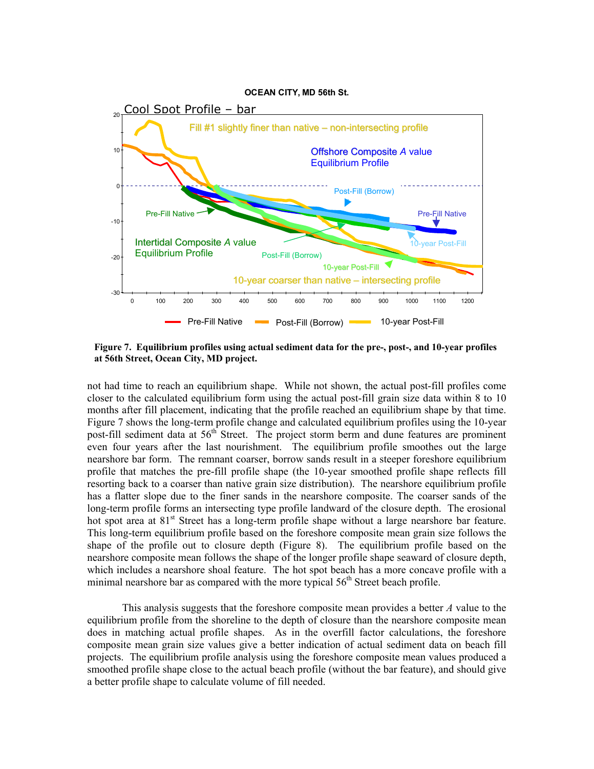**Figure 7. Equilibrium profiles using actual sediment data for the pre-, post-, and 10-year profiles at 56th Street, Ocean City, MD project.**

not had time to reach an equilibrium shape. While not shown, the actual post-fill profiles come closer to the calculated equilibrium form using the actual post-fill grain size data within 8 to 10 months after fill placement, indicating that the profile reached an equilibrium shape by that time. Figure 7 shows the long-term profile change and calculated equilibrium profiles using the 10-year post-fill sediment data at 56th Street. The project storm berm and dune features are prominent even four years after the last nourishment. The equilibrium profile smoothes out the large nearshore bar form. The remnant coarser, borrow sands result in a steeper foreshore equilibrium profile that matches the pre-fill profile shape (the 10-year smoothed profile shape reflects fill resorting back to a coarser than native grain size distribution). The nearshore equilibrium profile has a flatter slope due to the finer sands in the nearshore composite. The coarser sands of the long-term profile forms an intersecting type profile landward of the closure depth. The erosional hot spot area at 81st Street has a long-term profile shape without a large nearshore bar feature. This long-term equilibrium profile based on the foreshore composite mean grain size follows the shape of the profile out to closure depth (Figure 8). The equilibrium profile based on the nearshore composite mean follows the shape of the longer profile shape seaward of closure depth, which includes a nearshore shoal feature. The hot spot beach has a more concave profile with a minimal nearshore bar as compared with the more typical 56th Street beach profile.

This analysis suggests that the foreshore composite mean provides a better *A* value to the equilibrium profile from the shoreline to the depth of closure than the nearshore composite mean does in matching actual profile shapes. As in the overfill factor calculations, the foreshore composite mean grain size values give a better indication of actual sediment data on beach fill projects. The equilibrium profile analysis using the foreshore composite mean values produced a smoothed profile shape close to the actual beach profile (without the bar feature), and should give a better profile shape to calculate volume of fill needed.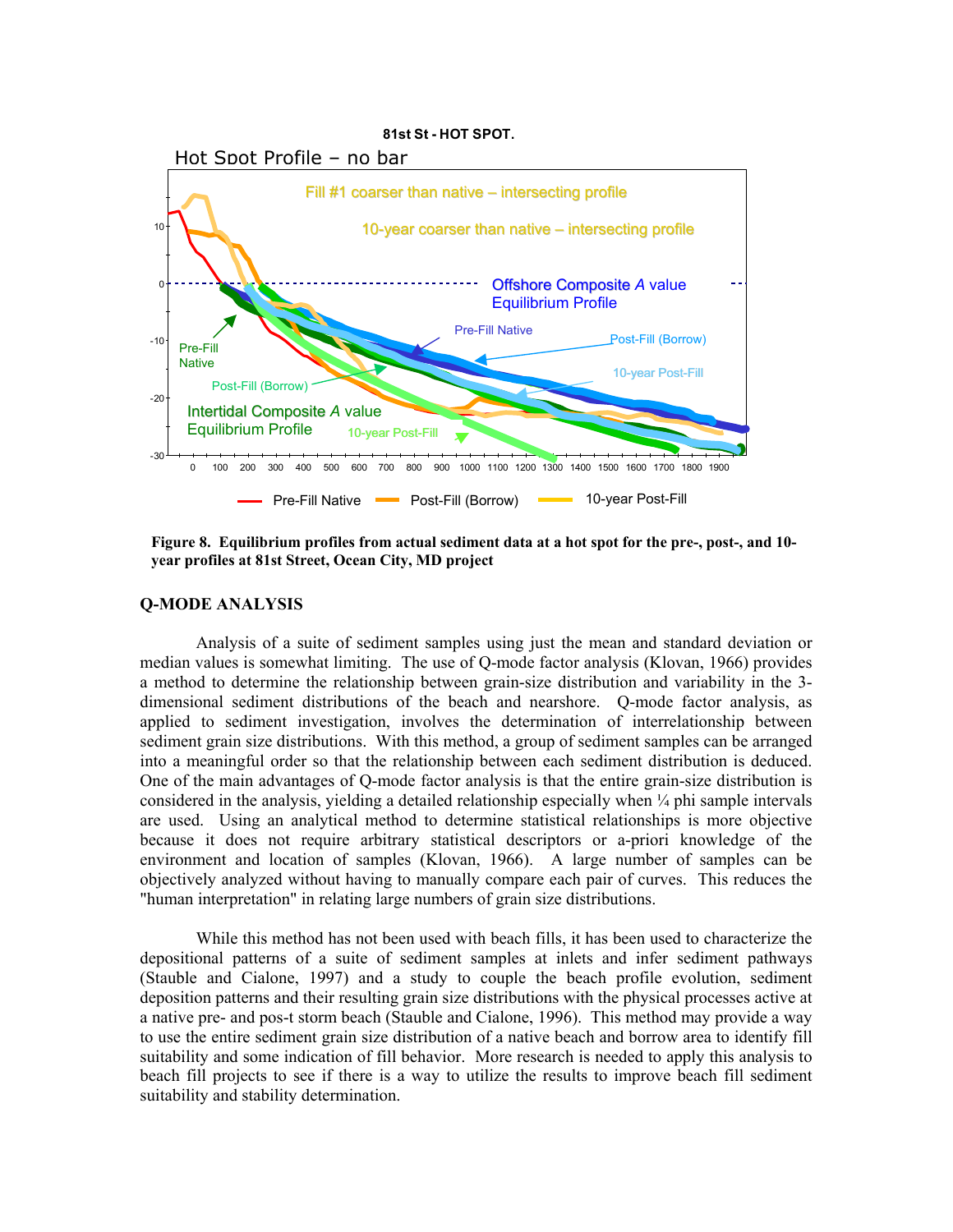**Figure 8. Equilibrium profiles from actual sediment data at a hot spot for the pre-, post-, and 10-year profiles at 81st Street, Ocean City, MD project**

## Q-MODE ANALYSIS

Analysis of a suite of sediment samples using just the mean and standard deviation or median values is somewhat limiting. The use of Q-mode factor analysis (Klovan, 1966) provides a method to determine the relationship between grain-size distribution and variability in the 3-dimensional sediment distributions of the beach and nearshore. Q-mode factor analysis, as applied to sediment investigation, involves the determination of interrelationship between sediment grain size distributions. With this method, a group of sediment samples can be arranged into a meaningful order so that the relationship between each sediment distribution is deduced. One of the main advantages of Q-mode factor analysis is that the entire grain-size distribution is considered in the analysis, yielding a detailed relationship especially when ¼ phi sample intervals are used. Using an analytical method to determine statistical relationships is more objective because it does not require arbitrary statistical descriptors or a-priori knowledge of the environment and location of samples (Klovan, 1966). A large number of samples can be objectively analyzed without having to manually compare each pair of curves. This reduces the "human interpretation" in relating large numbers of grain size distributions.

While this method has not been used with beach fills, it has been used to characterize the depositional patterns of a suite of sediment samples at inlets and infer sediment pathways (Stauble and Cialone, 1997) and a study to couple the beach profile evolution, sediment deposition patterns and their resulting grain size distributions with the physical processes active at a native pre- and pos-t storm beach (Stauble and Cialone, 1996). This method may provide a way to use the entire sediment grain size distribution of a native beach and borrow area to identify fill suitability and some indication of fill behavior. More research is needed to apply this analysis to beach fill projects to see if there is a way to utilize the results to improve beach fill sediment suitability and stability determination.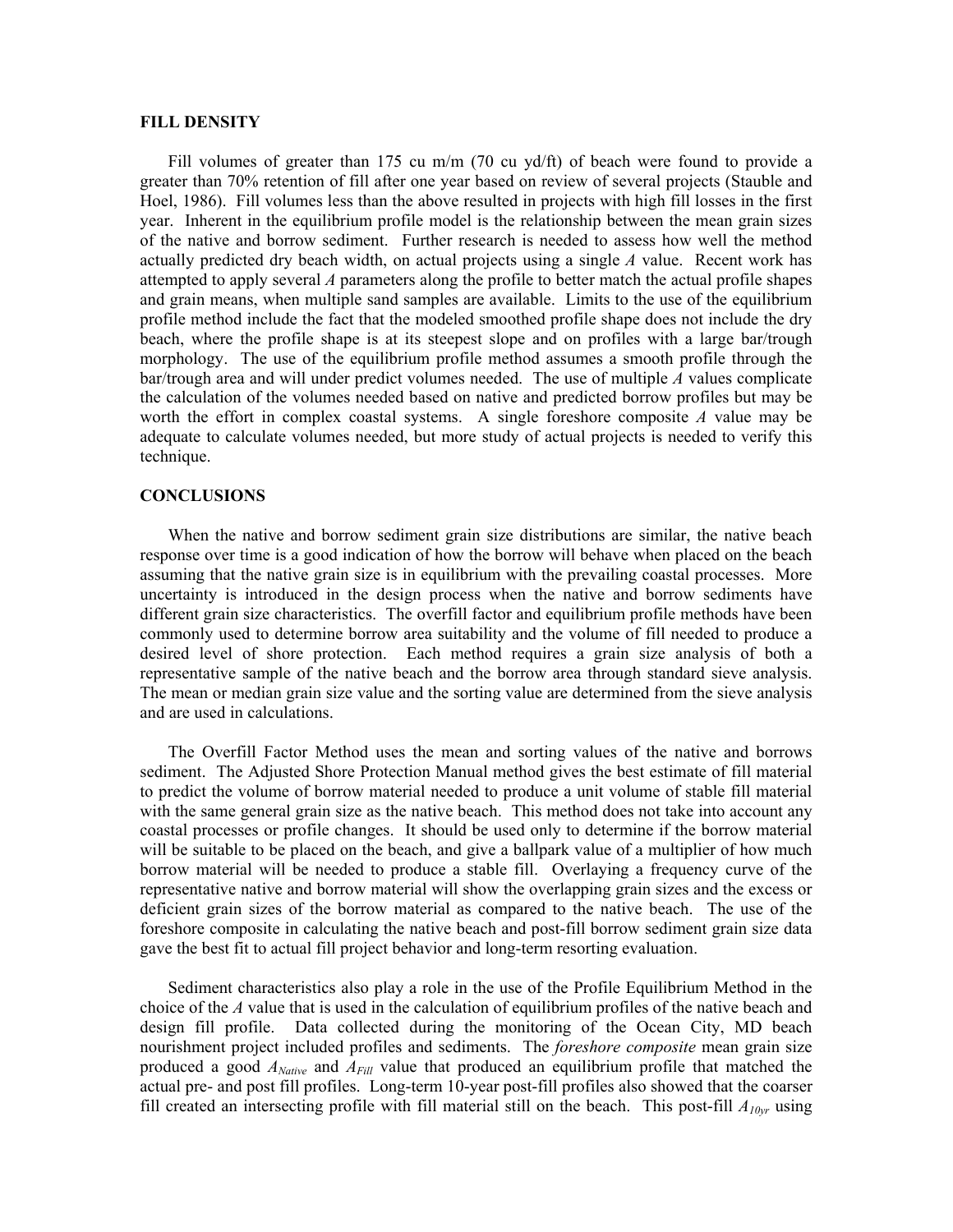## FILL DENSITY

Fill volumes of greater than 175 cu m/m (70 cu yd/ft) of beach were found to provide a greater than 70% retention of fill after one year based on review of several projects (Stauble and Hoel, 1986). Fill volumes less than the above resulted in projects with high fill losses in the first year. Inherent in the equilibrium profile model is the relationship between the mean grain sizes of the native and borrow sediment. Further research is needed to assess how well the method actually predicted dry beach width, on actual projects using a single $A$ value. Recent work has attempted to apply several $A$ parameters along the profile to better match the actual profile shapes and grain means, when multiple sand samples are available. Limits to the use of the equilibrium profile method include the fact that the modeled smoothed profile shape does not include the dry beach, where the profile shape is at its steepest slope and on profiles with a large bar/trough morphology. The use of the equilibrium profile method assumes a smooth profile through the bar/trough area and will under predict volumes needed. The use of multiple $A$ values complicate the calculation of the volumes needed based on native and predicted borrow profiles but may be worth the effort in complex coastal systems. A single foreshore composite $A$ value may be adequate to calculate volumes needed, but more study of actual projects is needed to verify this technique.

## CONCLUSIONS

When the native and borrow sediment grain size distributions are similar, the native beach response over time is a good indication of how the borrow will behave when placed on the beach assuming that the native grain size is in equilibrium with the prevailing coastal processes. More uncertainty is introduced in the design process when the native and borrow sediments have different grain size characteristics. The overfill factor and equilibrium profile methods have been commonly used to determine borrow area suitability and the volume of fill needed to produce a desired level of shore protection. Each method requires a grain size analysis of both a representative sample of the native beach and the borrow area through standard sieve analysis. The mean or median grain size value and the sorting value are determined from the sieve analysis and are used in calculations.

The Overfill Factor Method uses the mean and sorting values of the native and borrows sediment. The Adjusted Shore Protection Manual method gives the best estimate of fill material to predict the volume of borrow material needed to produce a unit volume of stable fill material with the same general grain size as the native beach. This method does not take into account any coastal processes or profile changes. It should be used only to determine if the borrow material will be suitable to be placed on the beach, and give a ballpark value of a multiplier of how much borrow material will be needed to produce a stable fill. Overlaying a frequency curve of the representative native and borrow material will show the overlapping grain sizes and the excess or deficient grain sizes of the borrow material as compared to the native beach. The use of the foreshore composite in calculating the native beach and post-fill borrow sediment grain size data gave the best fit to actual fill project behavior and long-term resorting evaluation.

Sediment characteristics also play a role in the use of the Profile Equilibrium Method in the choice of the $A$ value that is used in the calculation of equilibrium profiles of the native beach and design fill profile. Data collected during the monitoring of the Ocean City, MD beach nourishment project included profiles and sediments. The *foreshore composite* mean grain size produced a good $A_{Native}$ and $A_{Fill}$ value that produced an equilibrium profile that matched the actual pre- and post fill profiles. Long-term 10-year post-fill profiles also showed that the coarser fill created an intersecting profile with fill material still on the beach. This post-fill $A_{10yr}$ using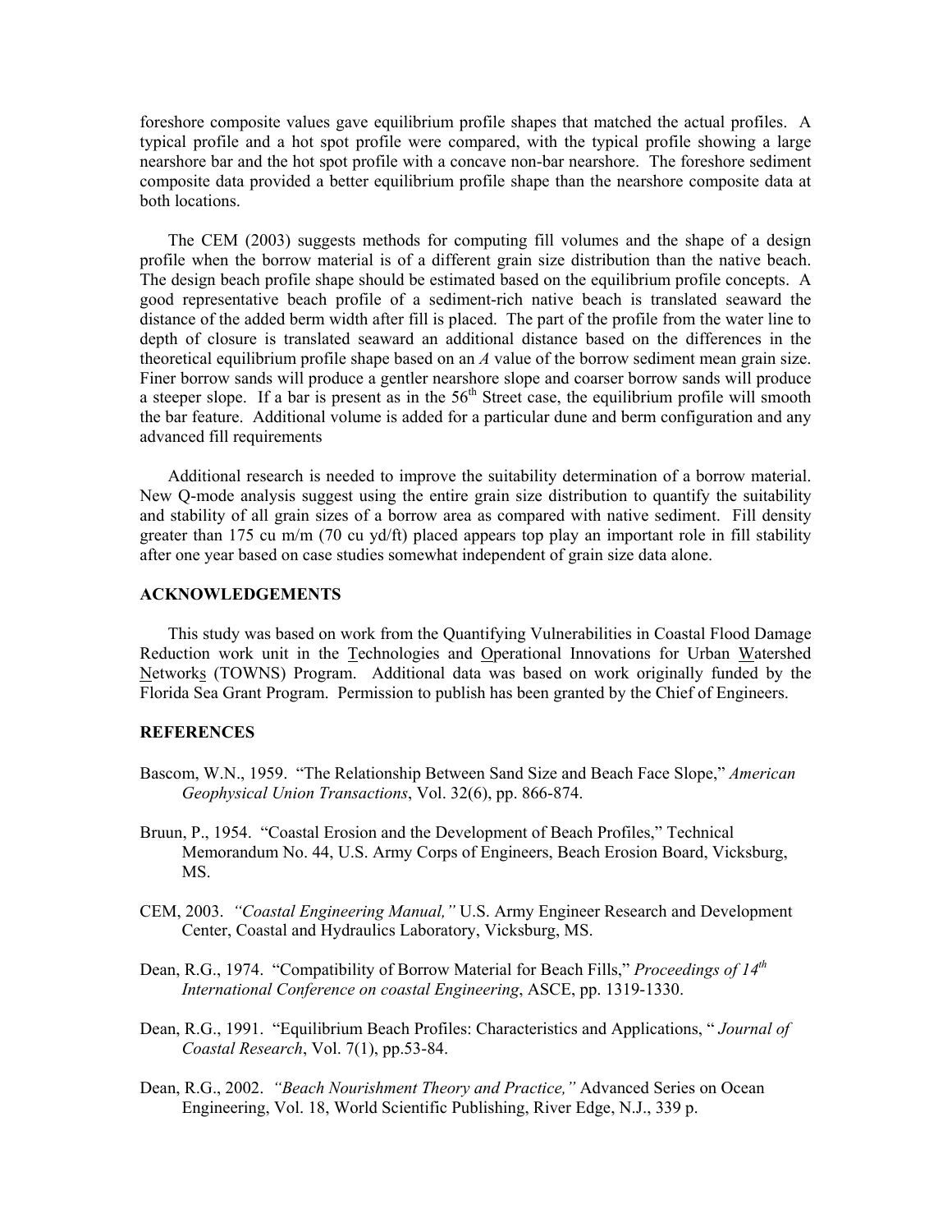foreshore composite values gave equilibrium profile shapes that matched the actual profiles. A typical profile and a hot spot profile were compared, with the typical profile showing a large nearshore bar and the hot spot profile with a concave non-bar nearshore. The foreshore sediment composite data provided a better equilibrium profile shape than the nearshore composite data at both locations.

The CEM (2003) suggests methods for computing fill volumes and the shape of a design profile when the borrow material is of a different grain size distribution than the native beach. The design beach profile shape should be estimated based on the equilibrium profile concepts. A good representative beach profile of a sediment-rich native beach is translated seaward the distance of the added berm width after fill is placed. The part of the profile from the water line to depth of closure is translated seaward an additional distance based on the differences in the theoretical equilibrium profile shape based on an *A* value of the borrow sediment mean grain size. Finer borrow sands will produce a gentler nearshore slope and coarser borrow sands will produce a steeper slope. If a bar is present as in the 56th Street case, the equilibrium profile will smooth the bar feature. Additional volume is added for a particular dune and berm configuration and any advanced fill requirements

Additional research is needed to improve the suitability determination of a borrow material. New Q-mode analysis suggest using the entire grain size distribution to quantify the suitability and stability of all grain sizes of a borrow area as compared with native sediment. Fill density greater than 175 cu m/m (70 cu yd/ft) placed appears top play an important role in fill stability after one year based on case studies somewhat independent of grain size data alone.

## ACKNOWLEDGEMENTS

This study was based on work from the Quantifying Vulnerabilities in Coastal Flood Damage Reduction work unit in the Technologies and Operational Innovations for Urban Watershed Networks (TOWNS) Program. Additional data was based on work originally funded by the Florida Sea Grant Program. Permission to publish has been granted by the Chief of Engineers.

## REFERENCES

Bascom, W.N., 1959. "The Relationship Between Sand Size and Beach Face Slope," *American Geophysical Union Transactions*, Vol. 32(6), pp. 866-874.

Bruun, P., 1954. "Coastal Erosion and the Development of Beach Profiles," Technical Memorandum No. 44, U.S. Army Corps of Engineers, Beach Erosion Board, Vicksburg, MS.

CEM, 2003. *"Coastal Engineering Manual,"* U.S. Army Engineer Research and Development Center, Coastal and Hydraulics Laboratory, Vicksburg, MS.

Dean, R.G., 1974. "Compatibility of Borrow Material for Beach Fills," *Proceedings of 14th International Conference on coastal Engineering*, ASCE, pp. 1319-1330.

Dean, R.G., 1991. "Equilibrium Beach Profiles: Characteristics and Applications, " *Journal of Coastal Research*, Vol. 7(1), pp.53-84.

Dean, R.G., 2002. *"Beach Nourishment Theory and Practice,"* Advanced Series on Ocean Engineering, Vol. 18, World Scientific Publishing, River Edge, N.J., 339 p.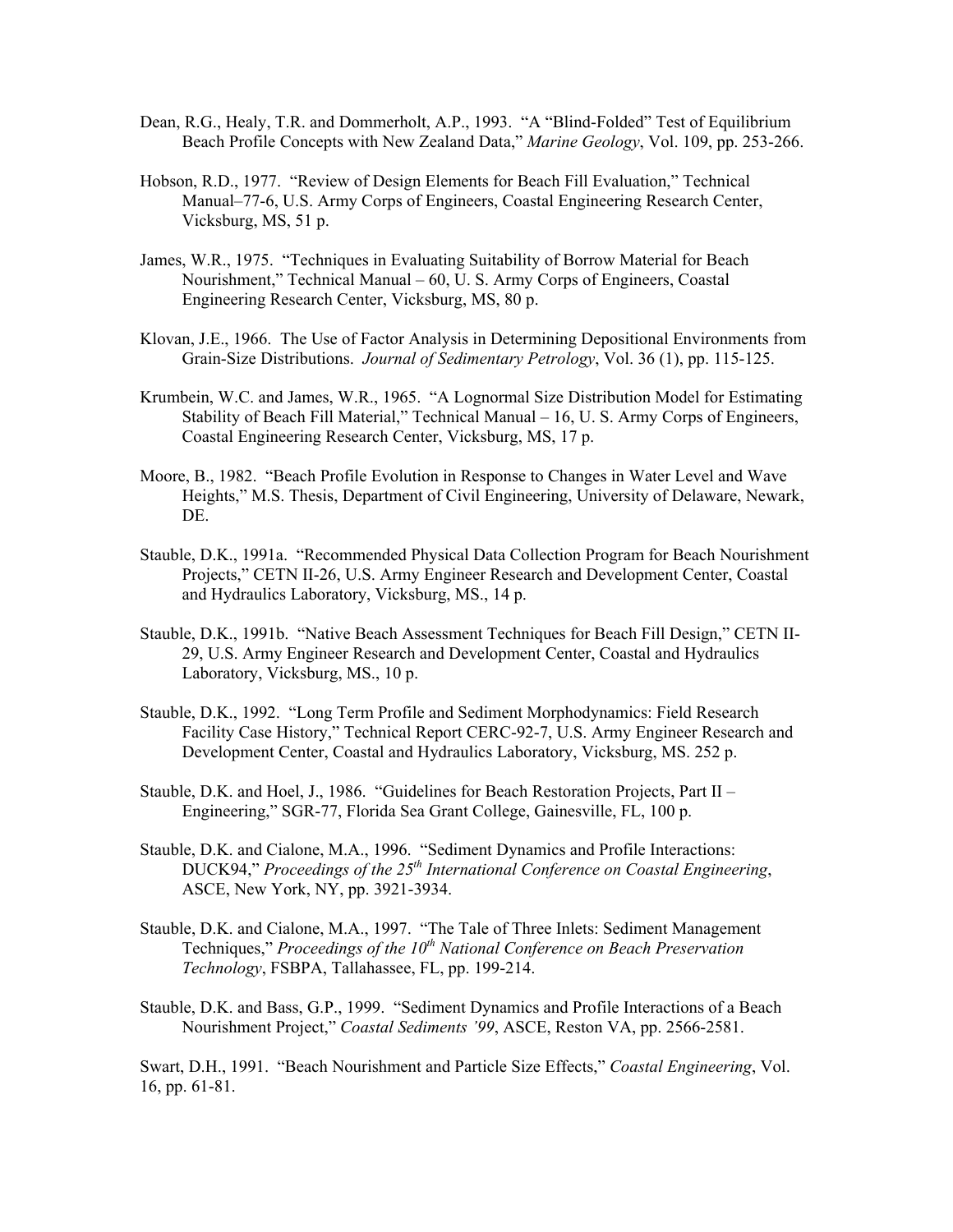Dean, R.G., Healy, T.R. and Dommerholt, A.P., 1993. "A "Blind-Folded" Test of Equilibrium Beach Profile Concepts with New Zealand Data," *Marine Geology*, Vol. 109, pp. 253-266.

Hobson, R.D., 1977. "Review of Design Elements for Beach Fill Evaluation," Technical Manual–77-6, U.S. Army Corps of Engineers, Coastal Engineering Research Center, Vicksburg, MS, 51 p.

James, W.R., 1975. "Techniques in Evaluating Suitability of Borrow Material for Beach Nourishment," Technical Manual – 60, U. S. Army Corps of Engineers, Coastal Engineering Research Center, Vicksburg, MS, 80 p.

Klovan, J.E., 1966. The Use of Factor Analysis in Determining Depositional Environments from Grain-Size Distributions. *Journal of Sedimentary Petrology*, Vol. 36 (1), pp. 115-125.

Krumbein, W.C. and James, W.R., 1965. "A Lognormal Size Distribution Model for Estimating Stability of Beach Fill Material," Technical Manual – 16, U. S. Army Corps of Engineers, Coastal Engineering Research Center, Vicksburg, MS, 17 p.

Moore, B., 1982. "Beach Profile Evolution in Response to Changes in Water Level and Wave Heights," M.S. Thesis, Department of Civil Engineering, University of Delaware, Newark, DE.

Stauble, D.K., 1991a. "Recommended Physical Data Collection Program for Beach Nourishment Projects," CETN II-26, U.S. Army Engineer Research and Development Center, Coastal and Hydraulics Laboratory, Vicksburg, MS., 14 p.

Stauble, D.K., 1991b. "Native Beach Assessment Techniques for Beach Fill Design," CETN II-29, U.S. Army Engineer Research and Development Center, Coastal and Hydraulics Laboratory, Vicksburg, MS., 10 p.

Stauble, D.K., 1992. "Long Term Profile and Sediment Morphodynamics: Field Research Facility Case History," Technical Report CERC-92-7, U.S. Army Engineer Research and Development Center, Coastal and Hydraulics Laboratory, Vicksburg, MS. 252 p.

Stauble, D.K. and Hoel, J., 1986. "Guidelines for Beach Restoration Projects, Part II – Engineering," SGR-77, Florida Sea Grant College, Gainesville, FL, 100 p.

Stauble, D.K. and Cialone, M.A., 1996. "Sediment Dynamics and Profile Interactions: DUCK94," *Proceedings of the 25th International Conference on Coastal Engineering*, ASCE, New York, NY, pp. 3921-3934.

Stauble, D.K. and Cialone, M.A., 1997. "The Tale of Three Inlets: Sediment Management Techniques," *Proceedings of the 10th National Conference on Beach Preservation Technology*, FSBPA, Tallahassee, FL, pp. 199-214.

Stauble, D.K. and Bass, G.P., 1999. "Sediment Dynamics and Profile Interactions of a Beach Nourishment Project," *Coastal Sediments '99*, ASCE, Reston VA, pp. 2566-2581.

Swart, D.H., 1991. "Beach Nourishment and Particle Size Effects," *Coastal Engineering*, Vol. 16, pp. 61-81.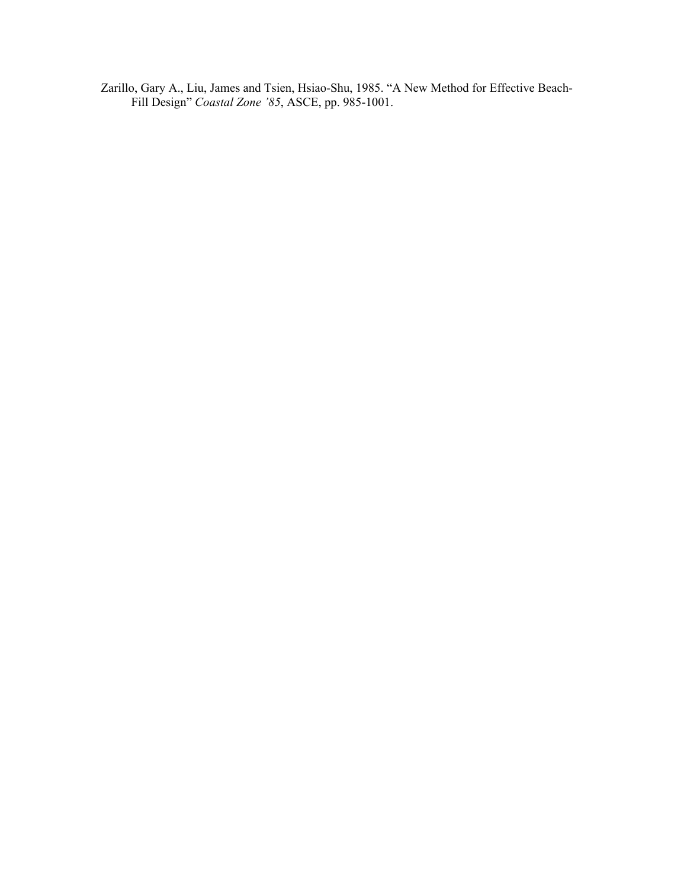Zarillo, Gary A., Liu, James and Tsien, Hsiao-Shu, 1985. "A New Method for Effective Beach-Fill Design" *Coastal Zone '85*, ASCE, pp. 985-1001.